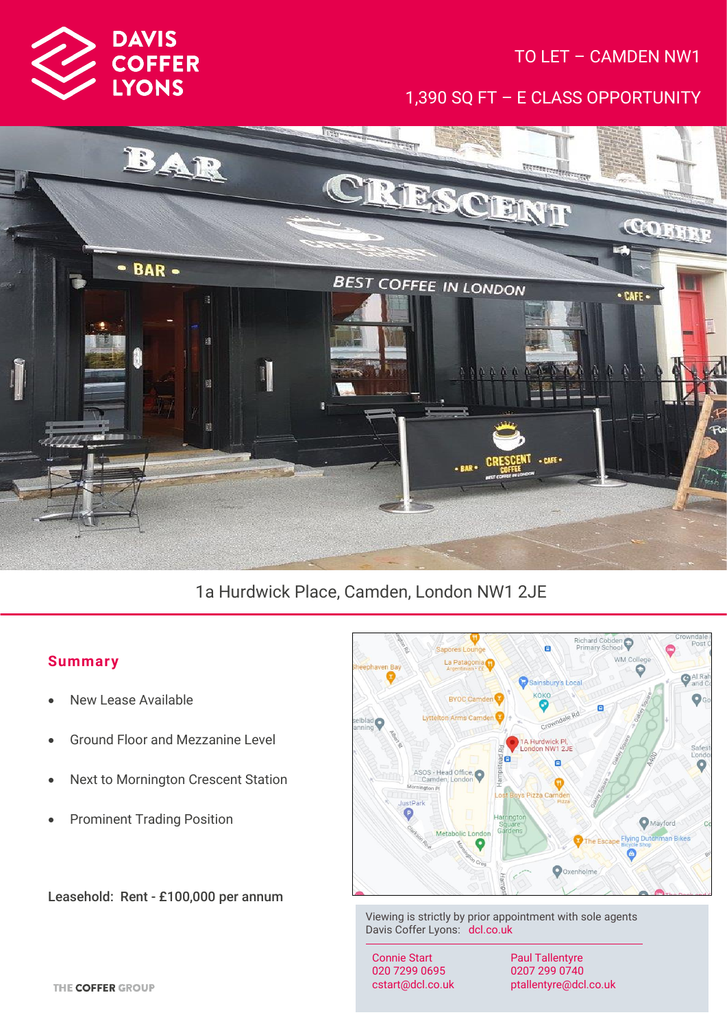# DAVIS COFFER LYONS

TO LET – CAMDEN NW1

1,390 SQ FT – E CLASS OPPORTUNITY

1a Hurdwick Place, Camden, London NW1 2JE

## Summary

- New Lease Available
- Ground Floor and Mezzanine Level
- Next to Mornington Crescent Station
- Prominent Trading Position

Leasehold: Rent - £100,000 per annum

Viewing is strictly by prior appointment with sole agents Davis Coffer Lyons: dcl.co.uk

Connie Start
020 7299 0695
cstart@dcl.co.uk

Paul Tallentyre
0207 299 0740
ptallentyre@dcl.co.uk

THE COFFER GROUP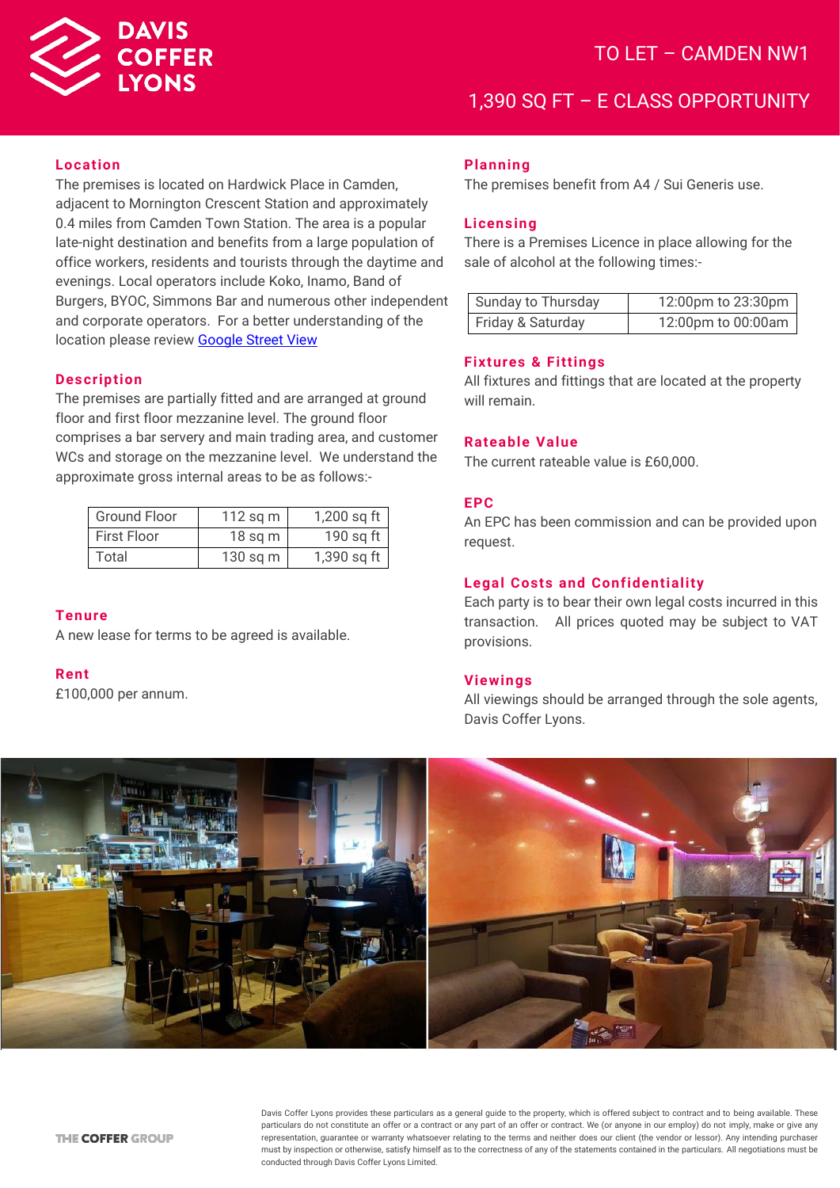# DAVIS COFFER LYONS

## TO LET – CAMDEN NW1

## 1,390 SQ FT – E CLASS OPPORTUNITY

### Location

The premises is located on Hardwick Place in Camden, adjacent to Mornington Crescent Station and approximately 0.4 miles from Camden Town Station. The area is a popular late-night destination and benefits from a large population of office workers, residents and tourists through the daytime and evenings. Local operators include Koko, Inamo, Band of Burgers, BYOC, Simmons Bar and numerous other independent and corporate operators. For a better understanding of the location please review Google Street View

### Description

The premises are partially fitted and are arranged at ground floor and first floor mezzanine level. The ground floor comprises a bar servery and main trading area, and customer WCs and storage on the mezzanine level. We understand the approximate gross internal areas to be as follows:-

| | | |
|---|---|---|
| Ground Floor | 112 sq m | 1,200 sq ft |
| First Floor | 18 sq m | 190 sq ft |
| Total | 130 sq m | 1,390 sq ft |

### Tenure

A new lease for terms to be agreed is available.

### Rent

£100,000 per annum.

### Planning

The premises benefit from A4 / Sui Generis use.

### Licensing

There is a Premises Licence in place allowing for the sale of alcohol at the following times:-

| | |
|---|---|
| Sunday to Thursday | 12:00pm to 23:30pm |
| Friday & Saturday | 12:00pm to 00:00am |

### Fixtures & Fittings

All fixtures and fittings that are located at the property will remain.

### Rateable Value

The current rateable value is £60,000.

### EPC

An EPC has been commission and can be provided upon request.

### Legal Costs and Confidentiality

Each party is to bear their own legal costs incurred in this transaction. All prices quoted may be subject to VAT provisions.

### Viewings

All viewings should be arranged through the sole agents, Davis Coffer Lyons.

THE COFFER GROUP

Davis Coffer Lyons provides these particulars as a general guide to the property, which is offered subject to contract and to being available. These particulars do not constitute an offer or a contract or any part of an offer or contract. We (or anyone in our employ) do not imply, make or give any representation, guarantee or warranty whatsoever relating to the terms and neither does our client (the vendor or lessor). Any intending purchaser must by inspection or otherwise, satisfy himself as to the correctness of any of the statements contained in the particulars. All negotiations must be conducted through Davis Coffer Lyons Limited.